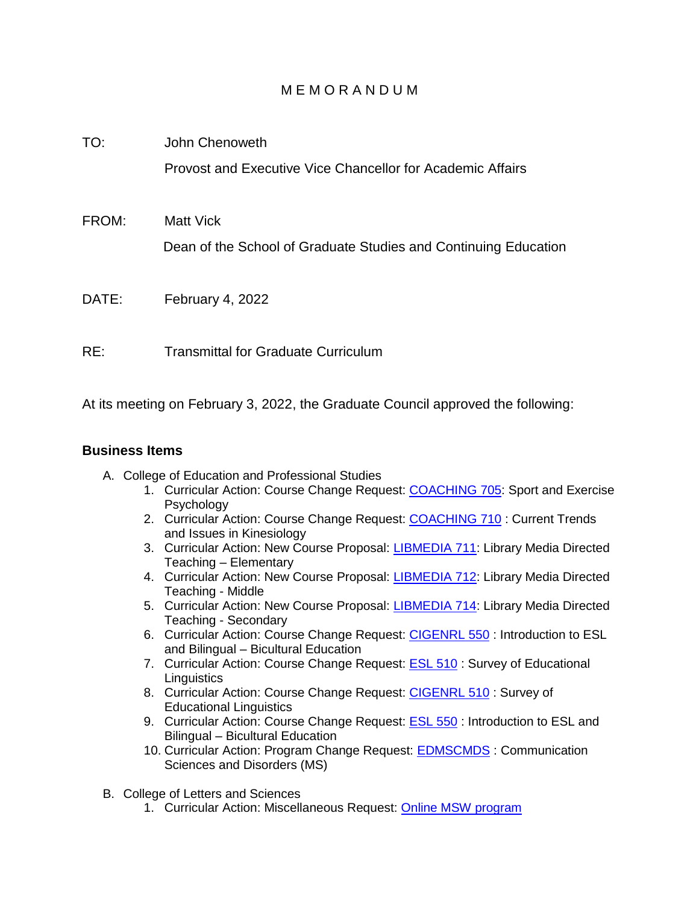M E M O R A N D U M

TO: John Chenoweth
Provost and Executive Vice Chancellor for Academic Affairs

FROM: Matt Vick
Dean of the School of Graduate Studies and Continuing Education

DATE: February 4, 2022

RE: Transmittal for Graduate Curriculum

At its meeting on February 3, 2022, the Graduate Council approved the following:

**Business Items**

A. College of Education and Professional Studies
   1. Curricular Action: Course Change Request: COACHING 705: Sport and Exercise Psychology
   2. Curricular Action: Course Change Request: COACHING 710 : Current Trends and Issues in Kinesiology
   3. Curricular Action: New Course Proposal: LIBMEDIA 711: Library Media Directed Teaching – Elementary
   4. Curricular Action: New Course Proposal: LIBMEDIA 712: Library Media Directed Teaching - Middle
   5. Curricular Action: New Course Proposal: LIBMEDIA 714: Library Media Directed Teaching - Secondary
   6. Curricular Action: Course Change Request: CIGENRL 550 : Introduction to ESL and Bilingual – Bicultural Education
   7. Curricular Action: Course Change Request: ESL 510 : Survey of Educational Linguistics
   8. Curricular Action: Course Change Request: CIGENRL 510 : Survey of Educational Linguistics
   9. Curricular Action: Course Change Request: ESL 550 : Introduction to ESL and Bilingual – Bicultural Education
   10. Curricular Action: Program Change Request: EDMSCMDS : Communication Sciences and Disorders (MS)

B. College of Letters and Sciences
   1. Curricular Action: Miscellaneous Request: Online MSW program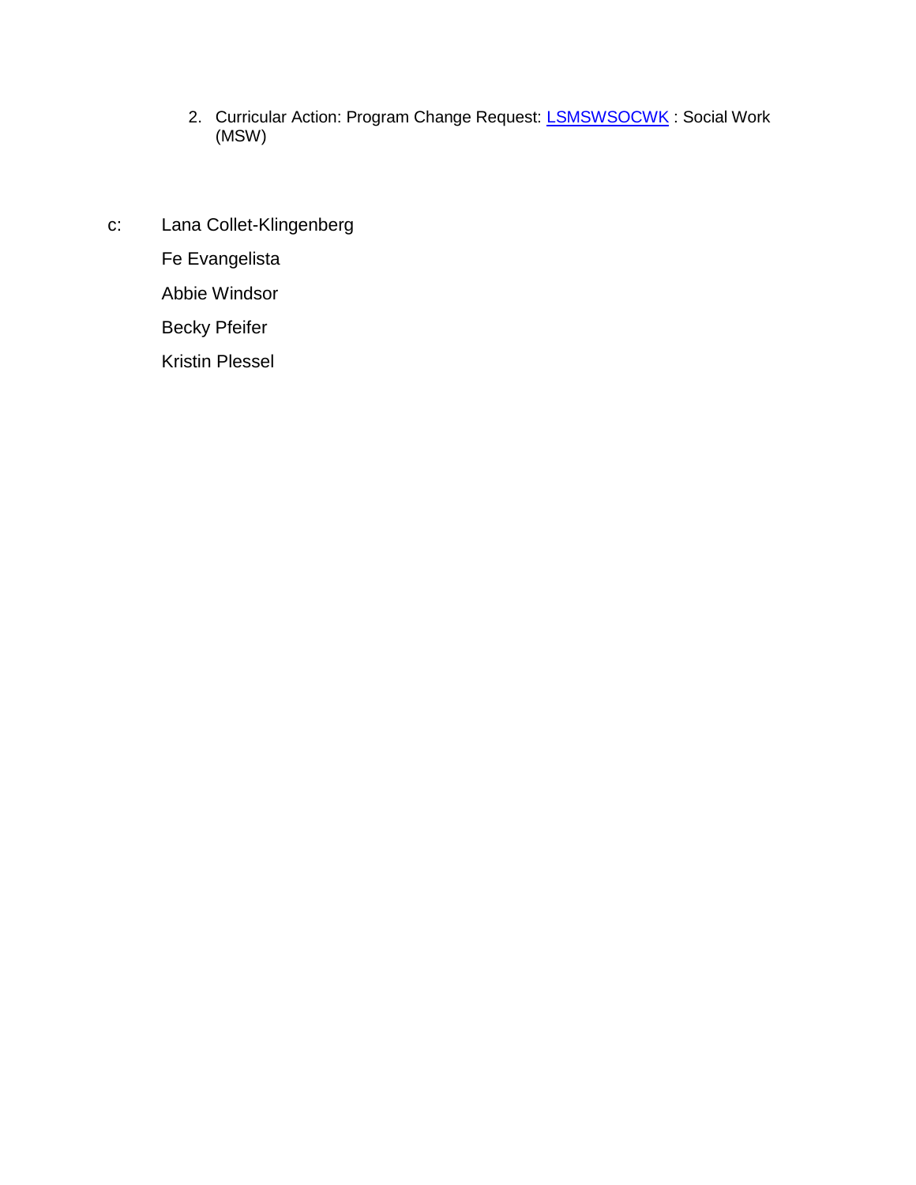2. Curricular Action: Program Change Request: LSMSWSOCWK : Social Work (MSW)

c: Lana Collet-Klingenberg

Fe Evangelista

Abbie Windsor

Becky Pfeifer

Kristin Plessel